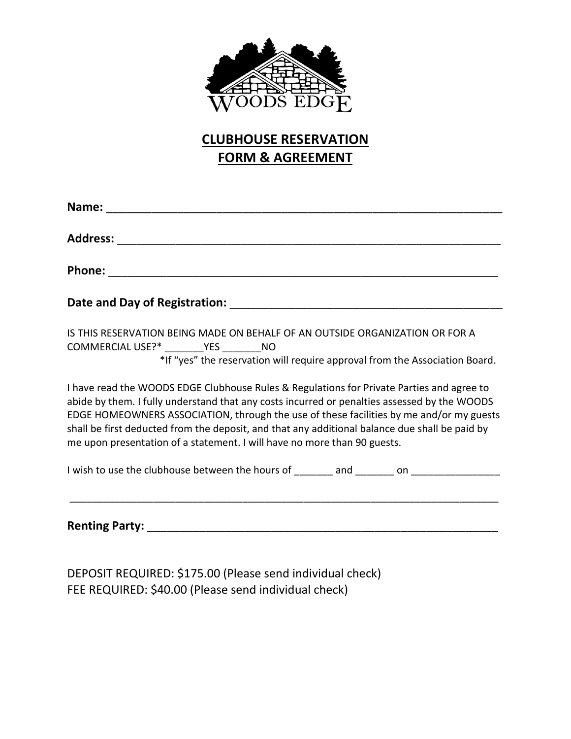WOODS EDGE

# CLUBHOUSE RESERVATION FORM & AGREEMENT

**Name:** ________________________________________________________________

**Address:** ______________________________________________________________

**Phone:** ________________________________________________________________

**Date and Day of Registration:** ____________________________________________

IS THIS RESERVATION BEING MADE ON BEHALF OF AN OUTSIDE ORGANIZATION OR FOR A COMMERCIAL USE?* _______YES _______NO

*If "yes" the reservation will require approval from the Association Board.

I have read the WOODS EDGE Clubhouse Rules & Regulations for Private Parties and agree to abide by them. I fully understand that any costs incurred or penalties assessed by the WOODS EDGE HOMEOWNERS ASSOCIATION, through the use of these facilities by me and/or my guests shall be first deducted from the deposit, and that any additional balance due shall be paid by me upon presentation of a statement. I will have no more than 90 guests.

I wish to use the clubhouse between the hours of _______ and _______ on ________________

______________________________________________________________________________

**Renting Party:** __________________________________________________________

DEPOSIT REQUIRED: $175.00 (Please send individual check)
FEE REQUIRED: $40.00 (Please send individual check)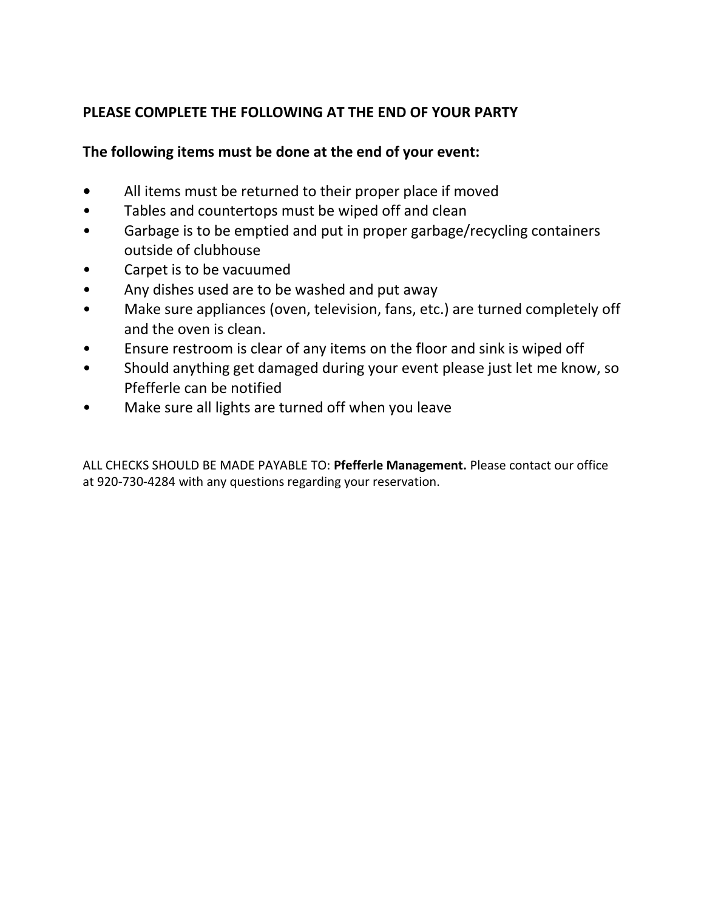**PLEASE COMPLETE THE FOLLOWING AT THE END OF YOUR PARTY**

**The following items must be done at the end of your event:**

- All items must be returned to their proper place if moved
- Tables and countertops must be wiped off and clean
- Garbage is to be emptied and put in proper garbage/recycling containers outside of clubhouse
- Carpet is to be vacuumed
- Any dishes used are to be washed and put away
- Make sure appliances (oven, television, fans, etc.) are turned completely off and the oven is clean.
- Ensure restroom is clear of any items on the floor and sink is wiped off
- Should anything get damaged during your event please just let me know, so Pfefferle can be notified
- Make sure all lights are turned off when you leave

ALL CHECKS SHOULD BE MADE PAYABLE TO: **Pfefferle Management.** Please contact our office at 920-730-4284 with any questions regarding your reservation.